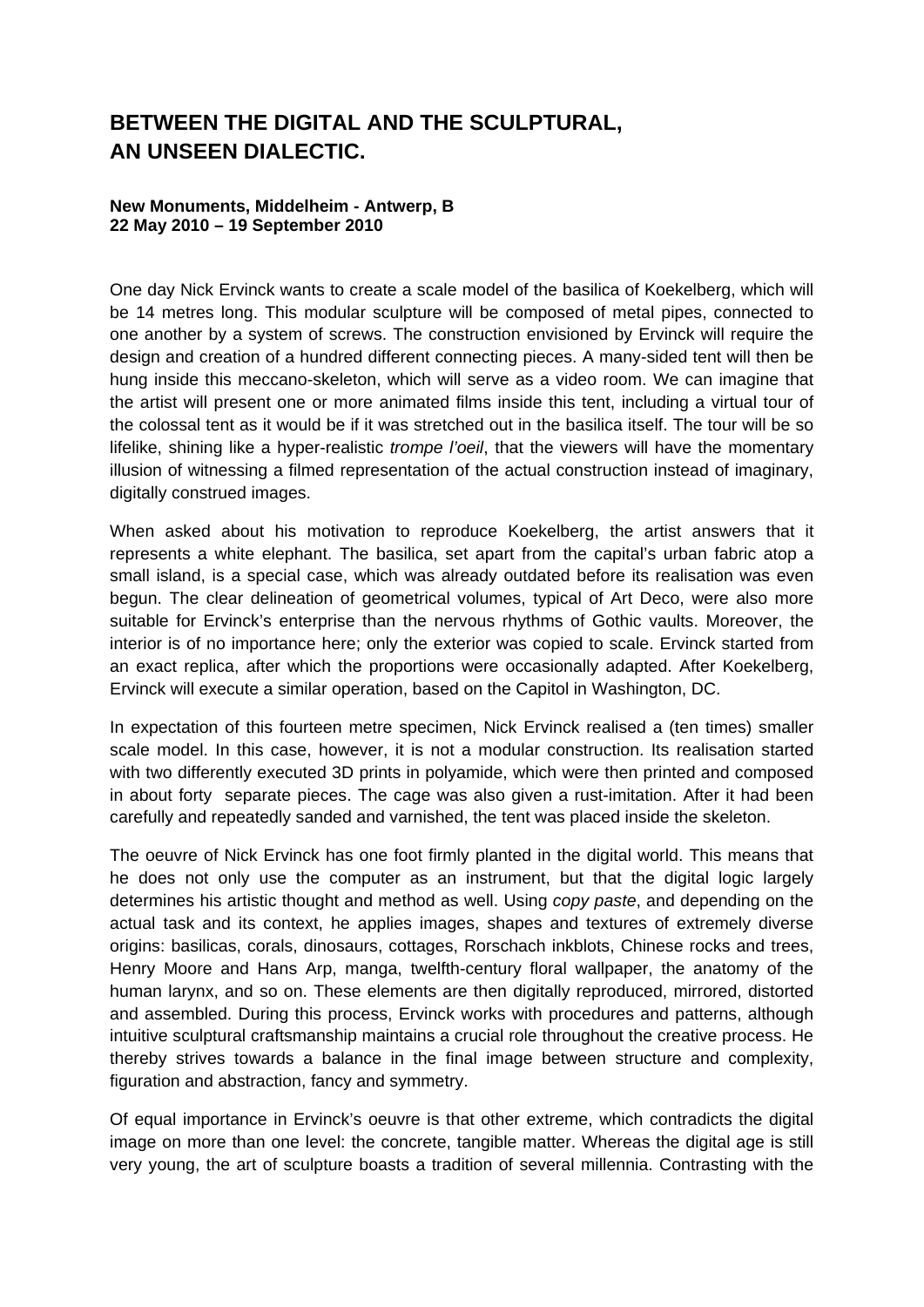# BETWEEN THE DIGITAL AND THE SCULPTURAL, AN UNSEEN DIALECTIC.

**New Monuments, Middelheim - Antwerp, B**
**22 May 2010 – 19 September 2010**

One day Nick Ervinck wants to create a scale model of the basilica of Koekelberg, which will be 14 metres long. This modular sculpture will be composed of metal pipes, connected to one another by a system of screws. The construction envisioned by Ervinck will require the design and creation of a hundred different connecting pieces. A many-sided tent will then be hung inside this meccano-skeleton, which will serve as a video room. We can imagine that the artist will present one or more animated films inside this tent, including a virtual tour of the colossal tent as it would be if it was stretched out in the basilica itself. The tour will be so lifelike, shining like a hyper-realistic *trompe l'oeil*, that the viewers will have the momentary illusion of witnessing a filmed representation of the actual construction instead of imaginary, digitally construed images.

When asked about his motivation to reproduce Koekelberg, the artist answers that it represents a white elephant. The basilica, set apart from the capital's urban fabric atop a small island, is a special case, which was already outdated before its realisation was even begun. The clear delineation of geometrical volumes, typical of Art Deco, were also more suitable for Ervinck's enterprise than the nervous rhythms of Gothic vaults. Moreover, the interior is of no importance here; only the exterior was copied to scale. Ervinck started from an exact replica, after which the proportions were occasionally adapted. After Koekelberg, Ervinck will execute a similar operation, based on the Capitol in Washington, DC.

In expectation of this fourteen metre specimen, Nick Ervinck realised a (ten times) smaller scale model. In this case, however, it is not a modular construction. Its realisation started with two differently executed 3D prints in polyamide, which were then printed and composed in about forty separate pieces. The cage was also given a rust-imitation. After it had been carefully and repeatedly sanded and varnished, the tent was placed inside the skeleton.

The oeuvre of Nick Ervinck has one foot firmly planted in the digital world. This means that he does not only use the computer as an instrument, but that the digital logic largely determines his artistic thought and method as well. Using *copy paste*, and depending on the actual task and its context, he applies images, shapes and textures of extremely diverse origins: basilicas, corals, dinosaurs, cottages, Rorschach inkblots, Chinese rocks and trees, Henry Moore and Hans Arp, manga, twelfth-century floral wallpaper, the anatomy of the human larynx, and so on. These elements are then digitally reproduced, mirrored, distorted and assembled. During this process, Ervinck works with procedures and patterns, although intuitive sculptural craftsmanship maintains a crucial role throughout the creative process. He thereby strives towards a balance in the final image between structure and complexity, figuration and abstraction, fancy and symmetry.

Of equal importance in Ervinck's oeuvre is that other extreme, which contradicts the digital image on more than one level: the concrete, tangible matter. Whereas the digital age is still very young, the art of sculpture boasts a tradition of several millennia. Contrasting with the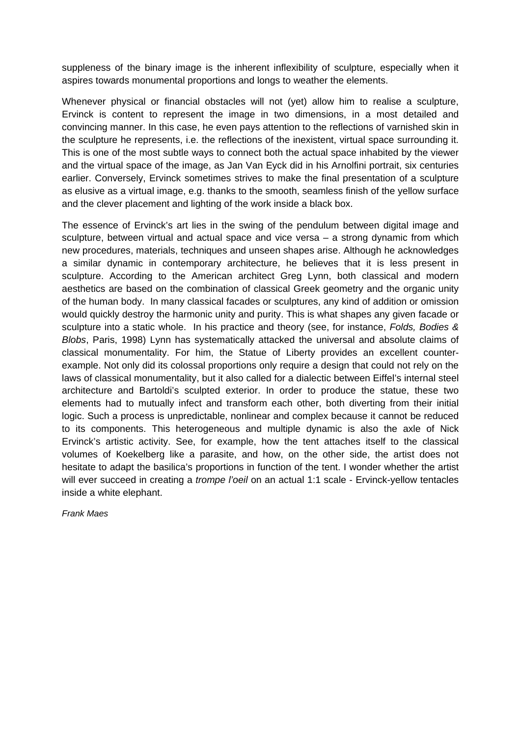suppleness of the binary image is the inherent inflexibility of sculpture, especially when it aspires towards monumental proportions and longs to weather the elements.

Whenever physical or financial obstacles will not (yet) allow him to realise a sculpture, Ervinck is content to represent the image in two dimensions, in a most detailed and convincing manner. In this case, he even pays attention to the reflections of varnished skin in the sculpture he represents, i.e. the reflections of the inexistent, virtual space surrounding it. This is one of the most subtle ways to connect both the actual space inhabited by the viewer and the virtual space of the image, as Jan Van Eyck did in his Arnolfini portrait, six centuries earlier. Conversely, Ervinck sometimes strives to make the final presentation of a sculpture as elusive as a virtual image, e.g. thanks to the smooth, seamless finish of the yellow surface and the clever placement and lighting of the work inside a black box.

The essence of Ervinck's art lies in the swing of the pendulum between digital image and sculpture, between virtual and actual space and vice versa – a strong dynamic from which new procedures, materials, techniques and unseen shapes arise. Although he acknowledges a similar dynamic in contemporary architecture, he believes that it is less present in sculpture. According to the American architect Greg Lynn, both classical and modern aesthetics are based on the combination of classical Greek geometry and the organic unity of the human body. In many classical facades or sculptures, any kind of addition or omission would quickly destroy the harmonic unity and purity. This is what shapes any given facade or sculpture into a static whole. In his practice and theory (see, for instance, *Folds, Bodies & Blobs*, Paris, 1998) Lynn has systematically attacked the universal and absolute claims of classical monumentality. For him, the Statue of Liberty provides an excellent counter-example. Not only did its colossal proportions only require a design that could not rely on the laws of classical monumentality, but it also called for a dialectic between Eiffel's internal steel architecture and Bartoldi's sculpted exterior. In order to produce the statue, these two elements had to mutually infect and transform each other, both diverting from their initial logic. Such a process is unpredictable, nonlinear and complex because it cannot be reduced to its components. This heterogeneous and multiple dynamic is also the axle of Nick Ervinck's artistic activity. See, for example, how the tent attaches itself to the classical volumes of Koekelberg like a parasite, and how, on the other side, the artist does not hesitate to adapt the basilica's proportions in function of the tent. I wonder whether the artist will ever succeed in creating a *trompe l'oeil* on an actual 1:1 scale - Ervinck-yellow tentacles inside a white elephant.

*Frank Maes*